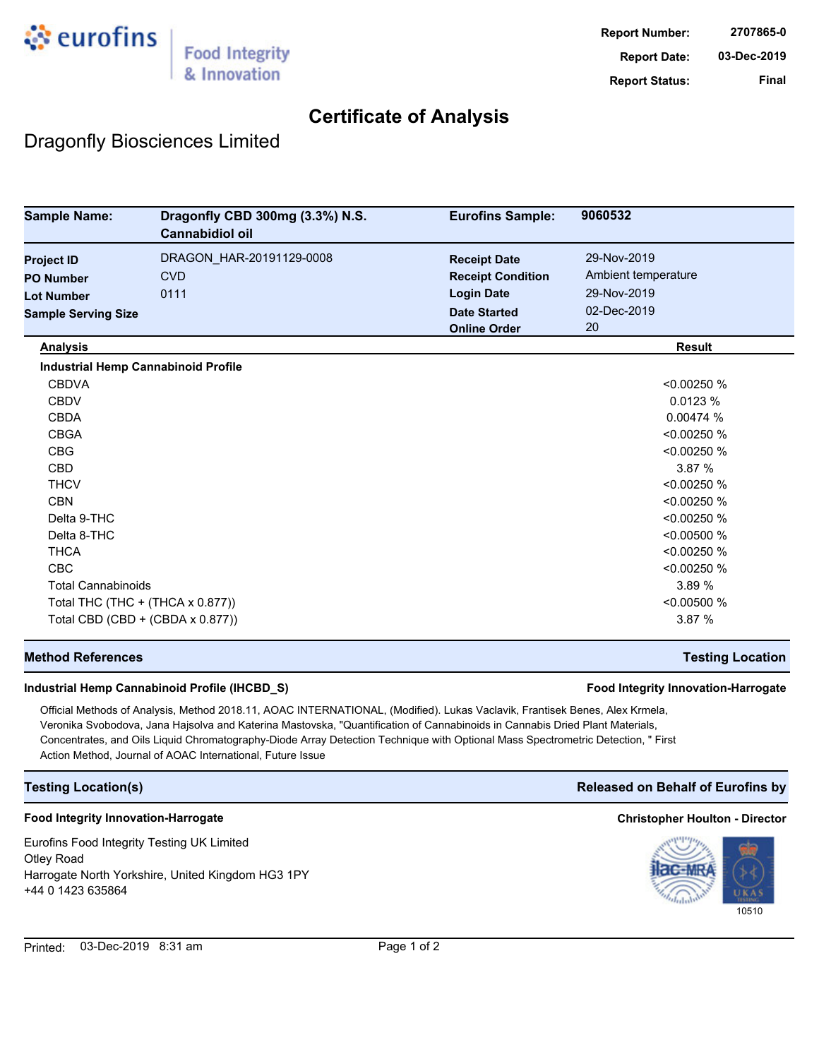eurofins | Food Integrity & Innovation

| | |
|---|---|
| **Report Number:** | 2707865-0 |
| **Report Date:** | 03-Dec-2019 |
| **Report Status:** | Final |

# Certificate of Analysis

## Dragonfly Biosciences Limited

| | | | |
|---|---|---|---|
| **Sample Name:** | **Dragonfly CBD 300mg (3.3%) N.S. Cannabidiol oil** | **Eurofins Sample:** | **9060532** |
| **Project ID** | DRAGON_HAR-20191129-0008 | **Receipt Date** | 29-Nov-2019 |
| **PO Number** | CVD | **Receipt Condition** | Ambient temperature |
| **Lot Number** | 0111 | **Login Date** | 29-Nov-2019 |
| **Sample Serving Size** | | **Date Started** | 02-Dec-2019 |
| | | **Online Order** | 20 |

| Analysis | Result |
|---|---|
| **Industrial Hemp Cannabinoid Profile** | |
| CBDVA | <0.00250 % |
| CBDV | 0.0123 % |
| CBDA | 0.00474 % |
| CBGA | <0.00250 % |
| CBG | <0.00250 % |
| CBD | 3.87 % |
| THCV | <0.00250 % |
| CBN | <0.00250 % |
| Delta 9-THC | <0.00250 % |
| Delta 8-THC | <0.00500 % |
| THCA | <0.00250 % |
| CBC | <0.00250 % |
| Total Cannabinoids | 3.89 % |
| Total THC (THC + (THCA x 0.877)) | <0.00500 % |
| Total CBD (CBD + (CBDA x 0.877)) | 3.87 % |

### Method References — Testing Location

**Industrial Hemp Cannabinoid Profile (IHCBD_S)** — **Food Integrity Innovation-Harrogate**

Official Methods of Analysis, Method 2018.11, AOAC INTERNATIONAL, (Modified). Lukas Vaclavik, Frantisek Benes, Alex Krmela, Veronika Svobodova, Jana Hajsolva and Katerina Mastovska, "Quantification of Cannabinoids in Cannabis Dried Plant Materials, Concentrates, and Oils Liquid Chromatography-Diode Array Detection Technique with Optional Mass Spectrometric Detection, " First Action Method, Journal of AOAC International, Future Issue

### Testing Location(s) — Released on Behalf of Eurofins by

**Food Integrity Innovation-Harrogate**

Eurofins Food Integrity Testing UK Limited
Otley Road
Harrogate North Yorkshire, United Kingdom HG3 1PY
+44 0 1423 635864

**Christopher Houlton - Director**

ilac-MRA UKAS TESTING 10510

Printed: 03-Dec-2019 8:31 am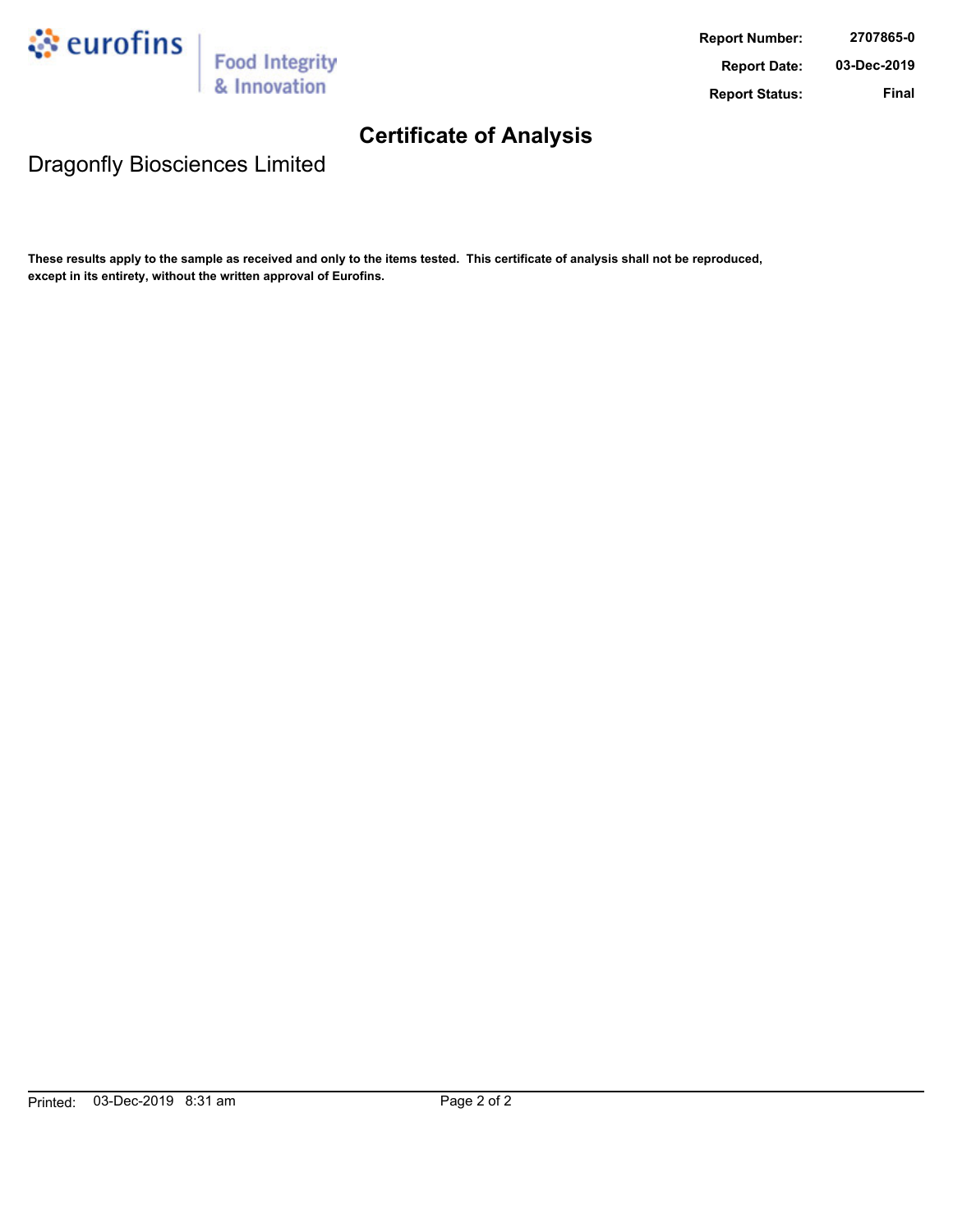# Certificate of Analysis

Dragonfly Biosciences Limited

**These results apply to the sample as received and only to the items tested. This certificate of analysis shall not be reproduced, except in its entirety, without the written approval of Eurofins.**